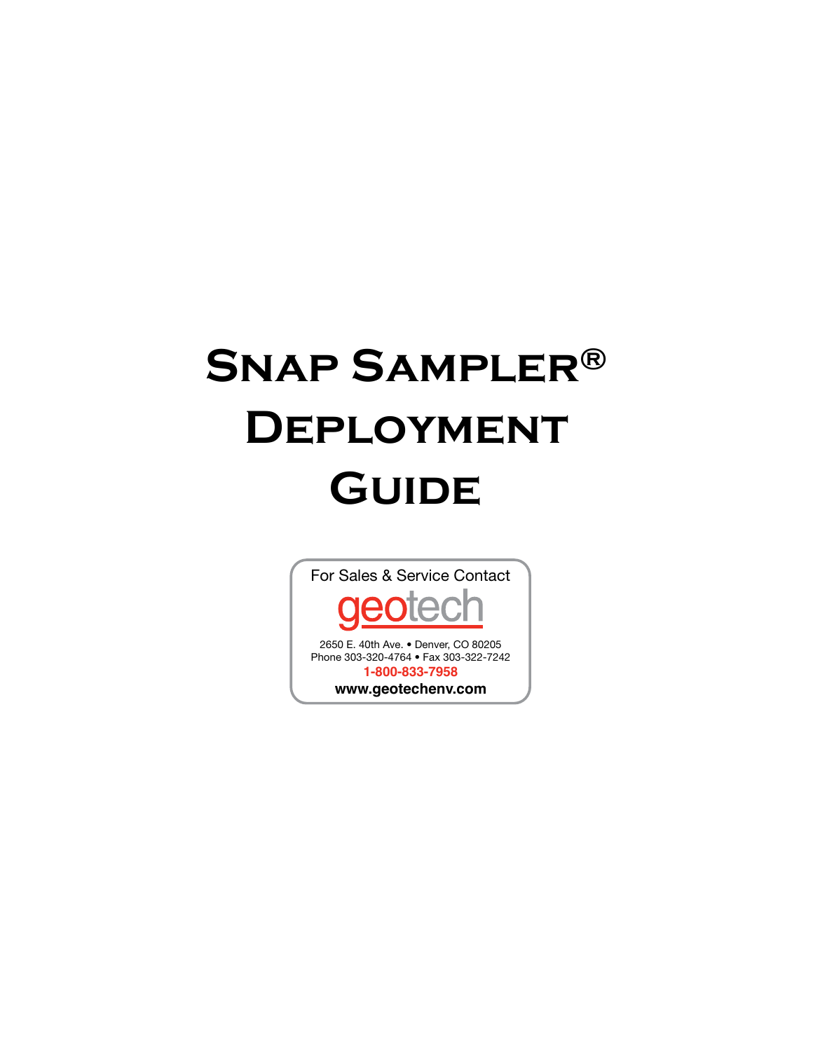# Snap Sampler® Deployment Guide

For Sales & Service Contact

geotech

2650 E. 40th Ave. • Denver, CO 80205
Phone 303-320-4764 • Fax 303-322-7242
**1-800-833-7958**
**www.geotechenv.com**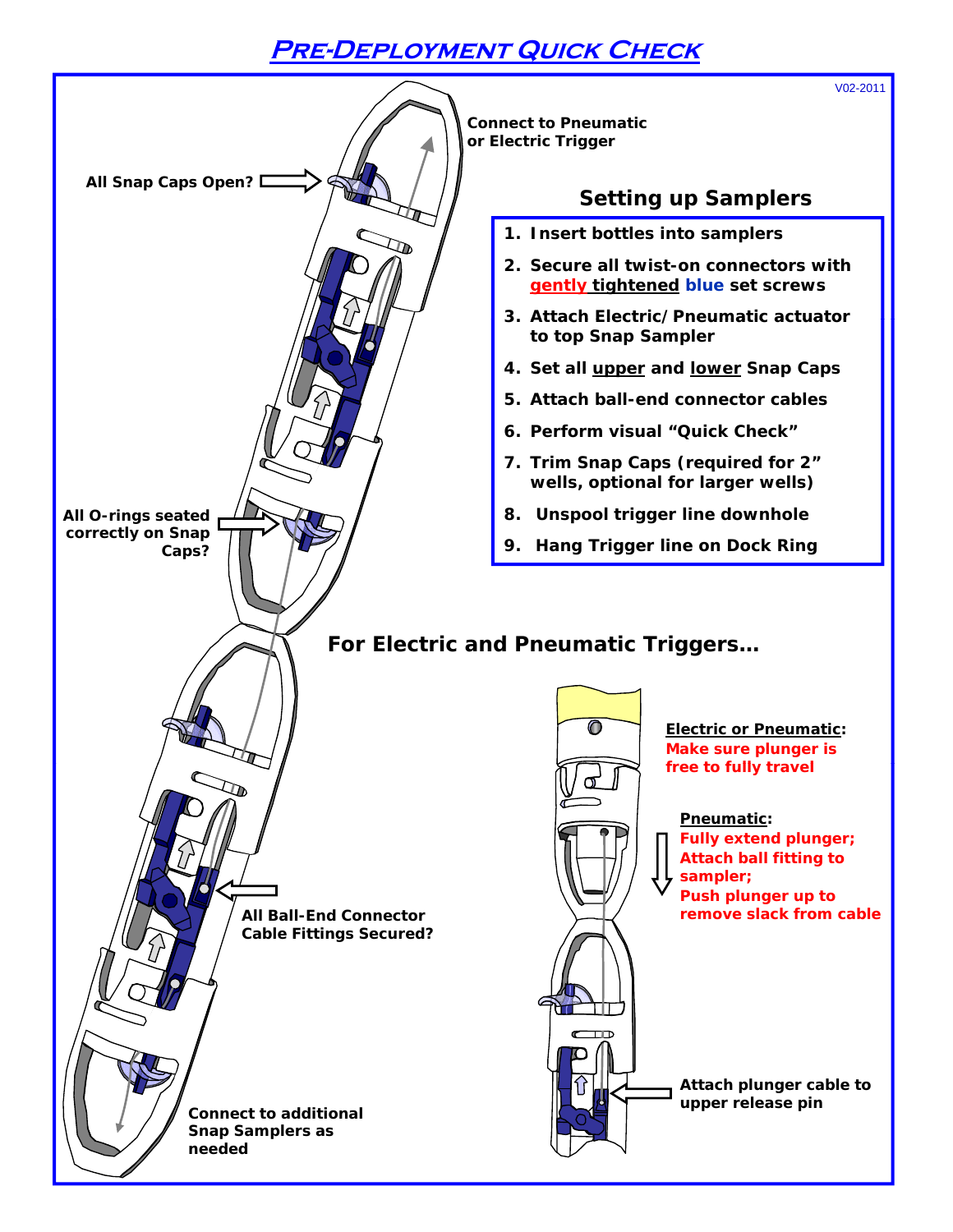# Pre-Deployment Quick Check

V02-2011

Connect to Pneumatic or Electric Trigger

All Snap Caps Open?

All O-rings seated correctly on Snap Caps?

All Ball-End Connector Cable Fittings Secured?

Connect to additional Snap Samplers as needed

## Setting up Samplers

1. **Insert bottles into samplers**
2. **Secure all twist-on connectors with gently tightened blue set screws**
3. **Attach Electric/Pneumatic actuator to top Snap Sampler**
4. **Set all upper and lower Snap Caps**
5. **Attach ball-end connector cables**
6. **Perform visual "Quick Check"**
7. **Trim Snap Caps (required for 2" wells, optional for larger wells)**
8. **Unspool trigger line downhole**
9. **Hang Trigger line on Dock Ring**

## For Electric and Pneumatic Triggers…

**Electric or Pneumatic:** Make sure plunger is free to fully travel

**Pneumatic:** Fully extend plunger; Attach ball fitting to sampler; Push plunger up to remove slack from cable

Attach plunger cable to upper release pin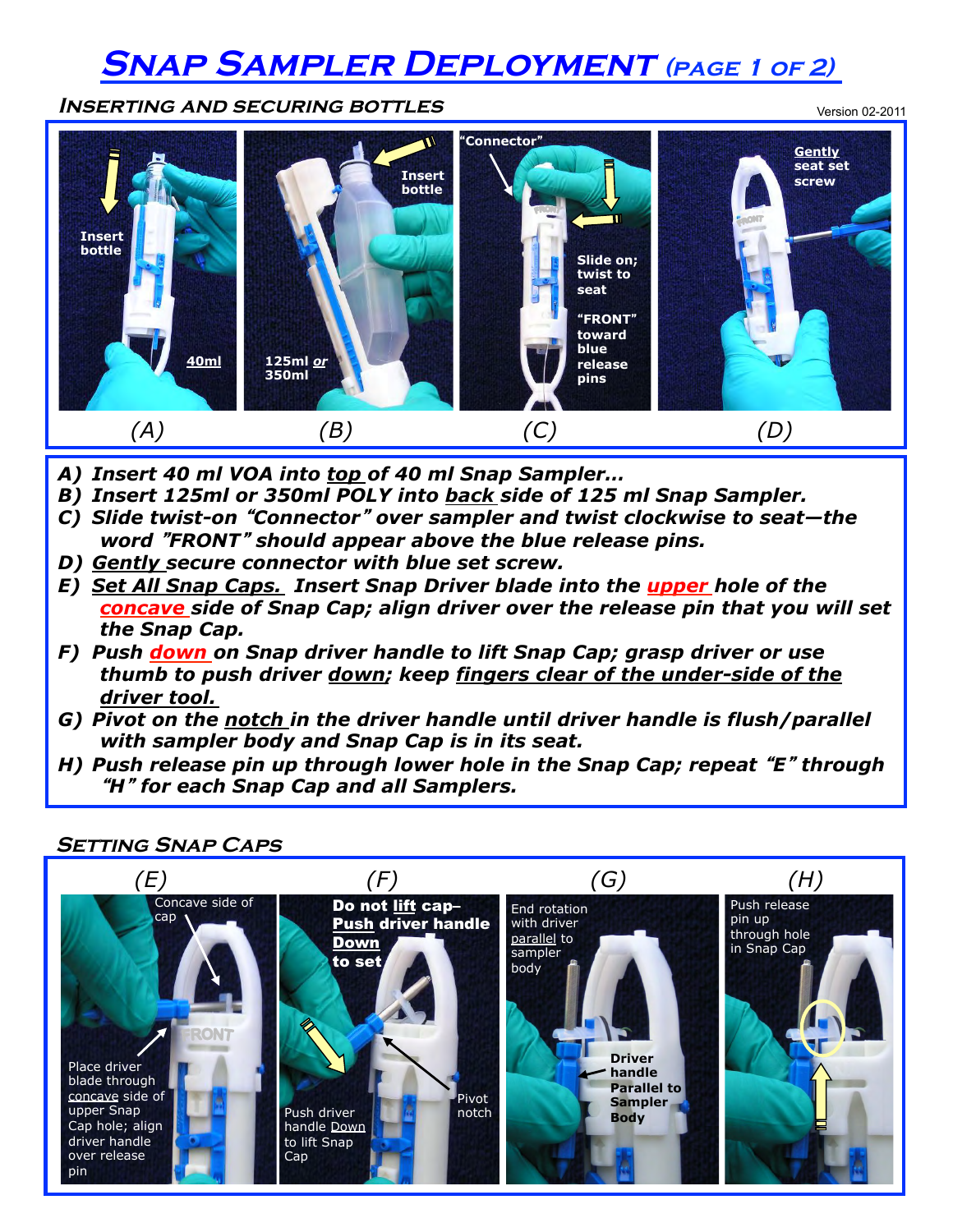# Snap Sampler Deployment (page 1 of 2)

## Inserting and securing bottles

Version 02-2011

Insert bottle

40ml

Insert bottle

125ml *or* 350ml

"Connector"

Slide on; twist to seat

"FRONT" toward blue release pins

**Gently** seat set screw

(A) (B) (C) (D)

***A) Insert 40 ml VOA into top of 40 ml Snap Sampler…***

***B) Insert 125ml or 350ml POLY into back side of 125 ml Snap Sampler.***

***C) Slide twist-on "Connector" over sampler and twist clockwise to seat—the word "FRONT" should appear above the blue release pins.***

***D) Gently secure connector with blue set screw.***

***E) Set All Snap Caps. Insert Snap Driver blade into the upper hole of the concave side of Snap Cap; align driver over the release pin that you will set the Snap Cap.***

***F) Push down on Snap driver handle to lift Snap Cap; grasp driver or use thumb to push driver down; keep fingers clear of the under-side of the driver tool.***

***G) Pivot on the notch in the driver handle until driver handle is flush/parallel with sampler body and Snap Cap is in its seat.***

***H) Push release pin up through lower hole in the Snap Cap; repeat "E" through "H" for each Snap Cap and all Samplers.***

## Setting Snap Caps

(E) (F) (G) (H)

Concave side of cap

Place driver blade through concave side of upper Snap Cap hole; align driver handle over release pin

**Do not lift cap– Push driver handle Down to set**

Pivot notch

Push driver handle Down to lift Snap Cap

End rotation with driver parallel to sampler body

**Driver handle Parallel to Sampler Body**

Push release pin up through hole in Snap Cap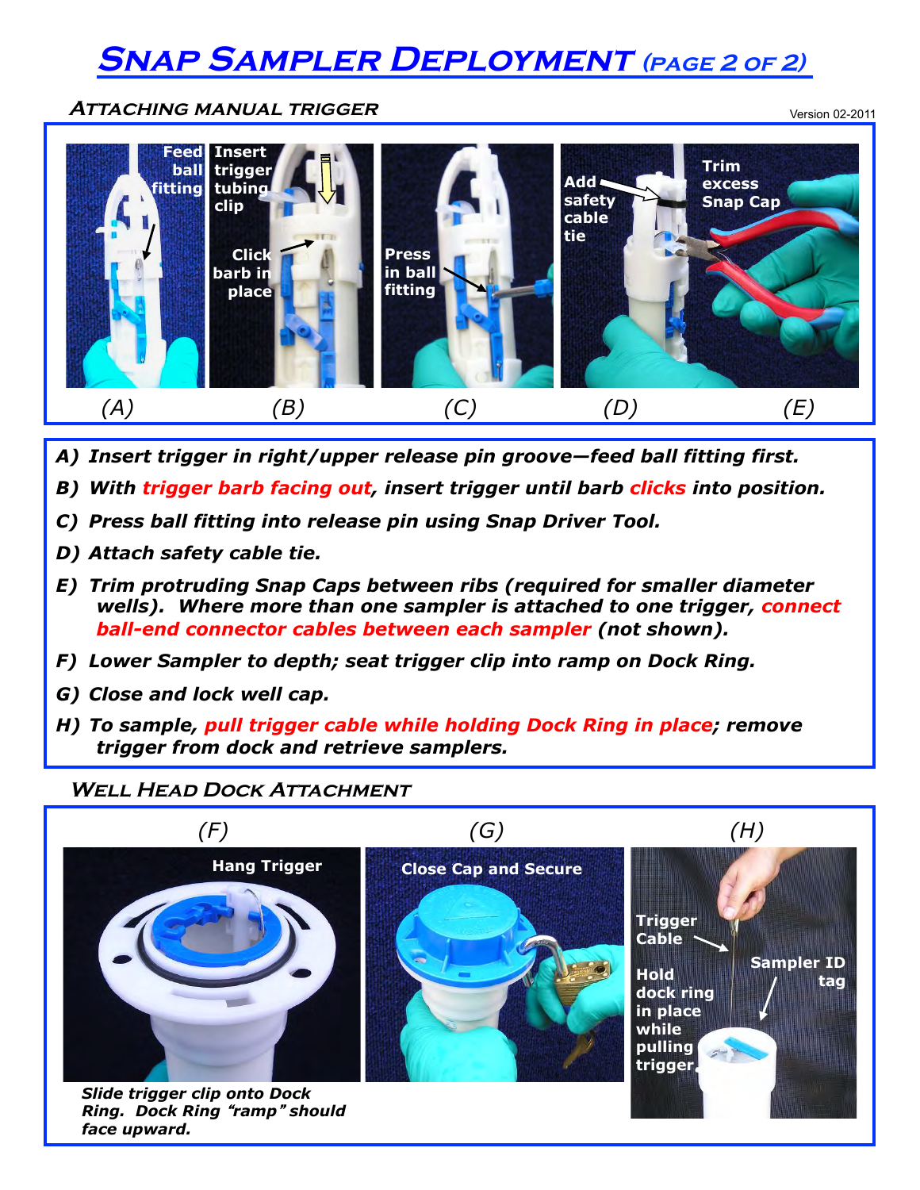# Snap Sampler Deployment *(page 2 of 2)*

## Attaching manual trigger

Version 02-2011

Feed ball fitting | Insert trigger tubing clip | Click barb in place | Press in ball fitting | Add safety cable tie | Trim excess Snap Cap

*(A)* *(B)* *(C)* *(D)* *(E)*

***A) Insert trigger in right/upper release pin groove—feed ball fitting first.***

***B) With trigger barb facing out, insert trigger until barb clicks into position.***

***C) Press ball fitting into release pin using Snap Driver Tool.***

***D) Attach safety cable tie.***

***E) Trim protruding Snap Caps between ribs (required for smaller diameter wells). Where more than one sampler is attached to one trigger, connect ball-end connector cables between each sampler (not shown).***

***F) Lower Sampler to depth; seat trigger clip into ramp on Dock Ring.***

***G) Close and lock well cap.***

***H) To sample, pull trigger cable while holding Dock Ring in place; remove trigger from dock and retrieve samplers.***

## Well Head Dock Attachment

*(F)* Hang Trigger

***Slide trigger clip onto Dock Ring. Dock Ring "ramp" should face upward.***

*(G)* Close Cap and Secure

*(H)* Trigger Cable | Sampler ID tag | Hold dock ring in place while pulling trigger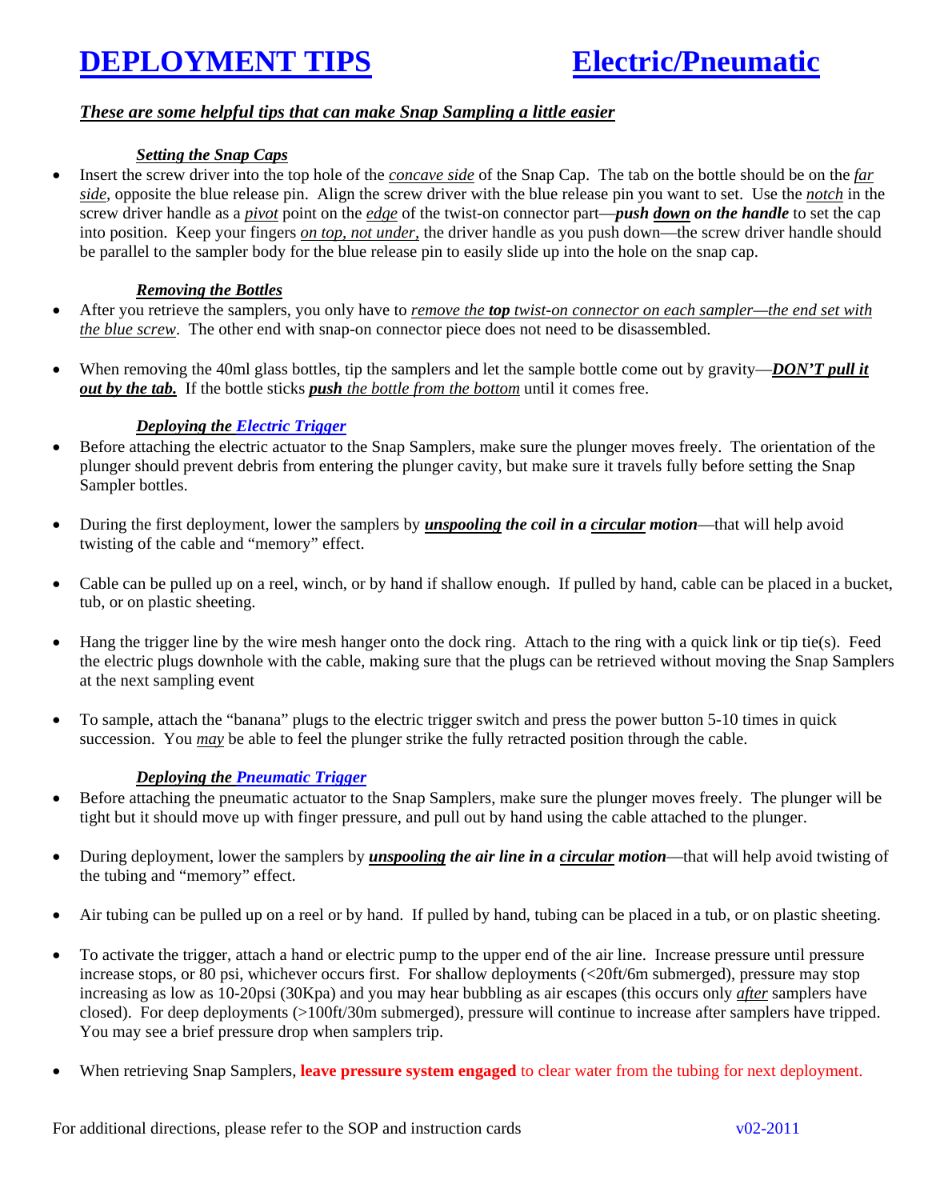# DEPLOYMENT TIPS Electric/Pneumatic

***These are some helpful tips that can make Snap Sampling a little easier***

### *Setting the Snap Caps*

- Insert the screw driver into the top hole of the *concave side* of the Snap Cap. The tab on the bottle should be on the *far side*, opposite the blue release pin. Align the screw driver with the blue release pin you want to set. Use the *notch* in the screw driver handle as a *pivot* point on the *edge* of the twist-on connector part—***push down on the handle*** to set the cap into position. Keep your fingers *on top, not under,* the driver handle as you push down—the screw driver handle should be parallel to the sampler body for the blue release pin to easily slide up into the hole on the snap cap.

### *Removing the Bottles*

- After you retrieve the samplers, you only have to *remove the **top** twist-on connector on each sampler—the end set with the blue screw*. The other end with snap-on connector piece does not need to be disassembled.

- When removing the 40ml glass bottles, tip the samplers and let the sample bottle come out by gravity—***DON'T pull it out by the tab.*** If the bottle sticks ***push** the bottle from the bottom* until it comes free.

### *Deploying the Electric Trigger*

- Before attaching the electric actuator to the Snap Samplers, make sure the plunger moves freely. The orientation of the plunger should prevent debris from entering the plunger cavity, but make sure it travels fully before setting the Snap Sampler bottles.

- During the first deployment, lower the samplers by ***unspooling the coil in a circular motion***—that will help avoid twisting of the cable and "memory" effect.

- Cable can be pulled up on a reel, winch, or by hand if shallow enough. If pulled by hand, cable can be placed in a bucket, tub, or on plastic sheeting.

- Hang the trigger line by the wire mesh hanger onto the dock ring. Attach to the ring with a quick link or tip tie(s). Feed the electric plugs downhole with the cable, making sure that the plugs can be retrieved without moving the Snap Samplers at the next sampling event

- To sample, attach the "banana" plugs to the electric trigger switch and press the power button 5-10 times in quick succession. You *may* be able to feel the plunger strike the fully retracted position through the cable.

### *Deploying the Pneumatic Trigger*

- Before attaching the pneumatic actuator to the Snap Samplers, make sure the plunger moves freely. The plunger will be tight but it should move up with finger pressure, and pull out by hand using the cable attached to the plunger.

- During deployment, lower the samplers by ***unspooling the air line in a circular motion***—that will help avoid twisting of the tubing and "memory" effect.

- Air tubing can be pulled up on a reel or by hand. If pulled by hand, tubing can be placed in a tub, or on plastic sheeting.

- To activate the trigger, attach a hand or electric pump to the upper end of the air line. Increase pressure until pressure increase stops, or 80 psi, whichever occurs first. For shallow deployments (<20ft/6m submerged), pressure may stop increasing as low as 10-20psi (30Kpa) and you may hear bubbling as air escapes (this occurs only *after* samplers have closed). For deep deployments (>100ft/30m submerged), pressure will continue to increase after samplers have tripped. You may see a brief pressure drop when samplers trip.

- When retrieving Snap Samplers, **leave pressure system engaged** to clear water from the tubing for next deployment.

For additional directions, please refer to the SOP and instruction cards v02-2011